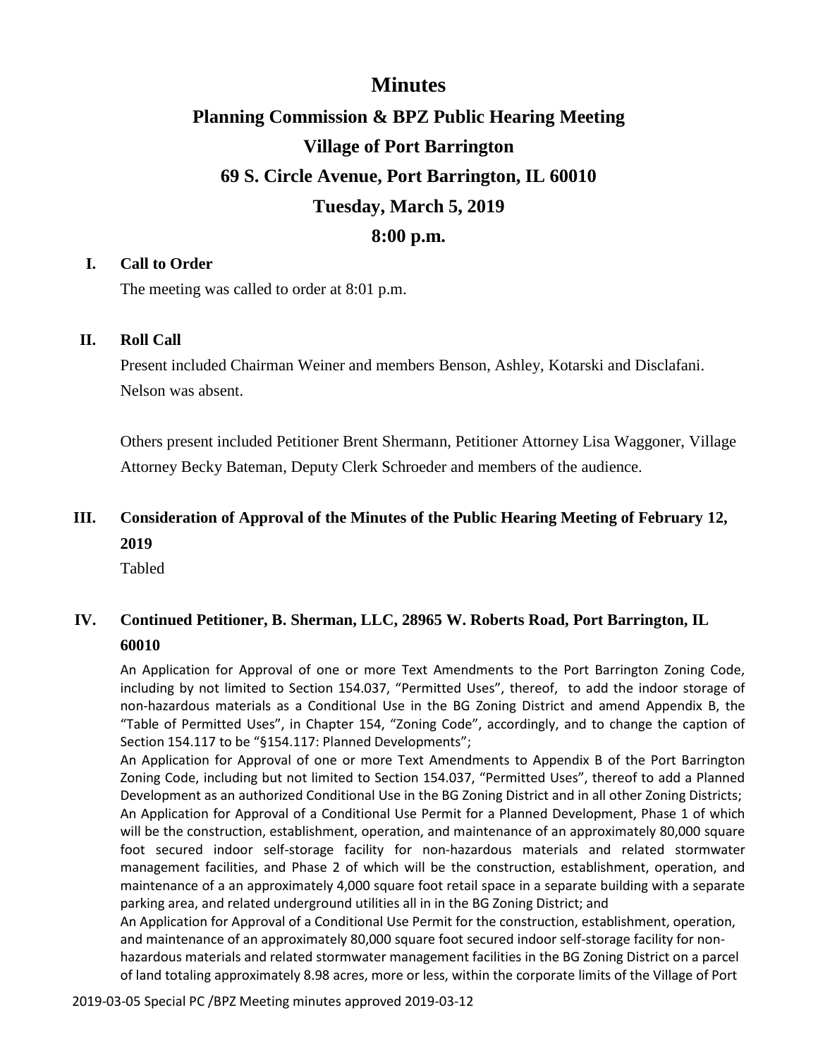# Minutes

## Planning Commission & BPZ Public Hearing Meeting

## Village of Port Barrington

## 69 S. Circle Avenue, Port Barrington, IL 60010

## Tuesday, March 5, 2019

## 8:00 p.m.

### I. Call to Order

The meeting was called to order at 8:01 p.m.

### II. Roll Call

Present included Chairman Weiner and members Benson, Ashley, Kotarski and Disclafani. Nelson was absent.

Others present included Petitioner Brent Shermann, Petitioner Attorney Lisa Waggoner, Village Attorney Becky Bateman, Deputy Clerk Schroeder and members of the audience.

### III. Consideration of Approval of the Minutes of the Public Hearing Meeting of February 12, 2019

Tabled

### IV. Continued Petitioner, B. Sherman, LLC, 28965 W. Roberts Road, Port Barrington, IL 60010

An Application for Approval of one or more Text Amendments to the Port Barrington Zoning Code, including by not limited to Section 154.037, "Permitted Uses", thereof, to add the indoor storage of non-hazardous materials as a Conditional Use in the BG Zoning District and amend Appendix B, the "Table of Permitted Uses", in Chapter 154, "Zoning Code", accordingly, and to change the caption of Section 154.117 to be "§154.117: Planned Developments";

An Application for Approval of one or more Text Amendments to Appendix B of the Port Barrington Zoning Code, including but not limited to Section 154.037, "Permitted Uses", thereof to add a Planned Development as an authorized Conditional Use in the BG Zoning District and in all other Zoning Districts;

An Application for Approval of a Conditional Use Permit for a Planned Development, Phase 1 of which will be the construction, establishment, operation, and maintenance of an approximately 80,000 square foot secured indoor self-storage facility for non-hazardous materials and related stormwater management facilities, and Phase 2 of which will be the construction, establishment, operation, and maintenance of a an approximately 4,000 square foot retail space in a separate building with a separate parking area, and related underground utilities all in in the BG Zoning District; and

An Application for Approval of a Conditional Use Permit for the construction, establishment, operation, and maintenance of an approximately 80,000 square foot secured indoor self-storage facility for non-hazardous materials and related stormwater management facilities in the BG Zoning District on a parcel of land totaling approximately 8.98 acres, more or less, within the corporate limits of the Village of Port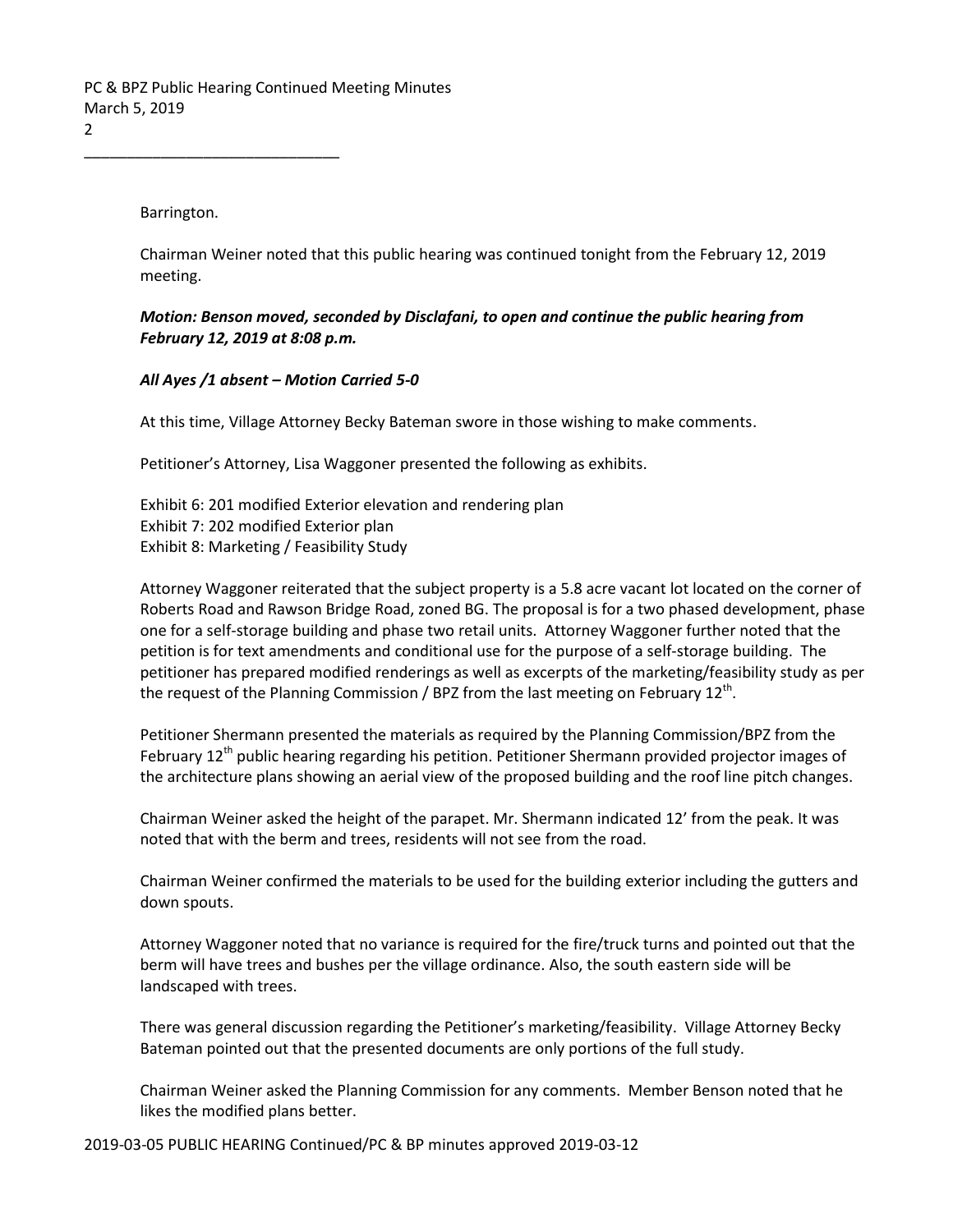Barrington.

Chairman Weiner noted that this public hearing was continued tonight from the February 12, 2019 meeting.

***Motion: Benson moved, seconded by Disclafani, to open and continue the public hearing from February 12, 2019 at 8:08 p.m.***

***All Ayes /1 absent – Motion Carried 5-0***

At this time, Village Attorney Becky Bateman swore in those wishing to make comments.

Petitioner's Attorney, Lisa Waggoner presented the following as exhibits.

Exhibit 6: 201 modified Exterior elevation and rendering plan
Exhibit 7: 202 modified Exterior plan
Exhibit 8: Marketing / Feasibility Study

Attorney Waggoner reiterated that the subject property is a 5.8 acre vacant lot located on the corner of Roberts Road and Rawson Bridge Road, zoned BG. The proposal is for a two phased development, phase one for a self-storage building and phase two retail units. Attorney Waggoner further noted that the petition is for text amendments and conditional use for the purpose of a self-storage building. The petitioner has prepared modified renderings as well as excerpts of the marketing/feasibility study as per the request of the Planning Commission / BPZ from the last meeting on February 12th.

Petitioner Shermann presented the materials as required by the Planning Commission/BPZ from the February 12th public hearing regarding his petition. Petitioner Shermann provided projector images of the architecture plans showing an aerial view of the proposed building and the roof line pitch changes.

Chairman Weiner asked the height of the parapet. Mr. Shermann indicated 12' from the peak. It was noted that with the berm and trees, residents will not see from the road.

Chairman Weiner confirmed the materials to be used for the building exterior including the gutters and down spouts.

Attorney Waggoner noted that no variance is required for the fire/truck turns and pointed out that the berm will have trees and bushes per the village ordinance. Also, the south eastern side will be landscaped with trees.

There was general discussion regarding the Petitioner's marketing/feasibility. Village Attorney Becky Bateman pointed out that the presented documents are only portions of the full study.

Chairman Weiner asked the Planning Commission for any comments. Member Benson noted that he likes the modified plans better.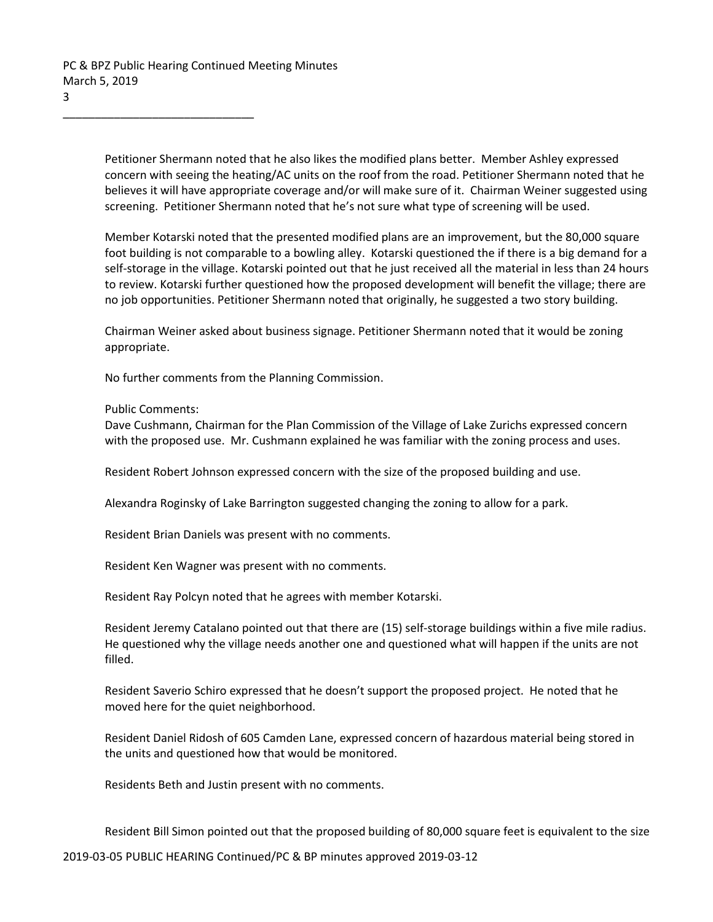Petitioner Shermann noted that he also likes the modified plans better. Member Ashley expressed concern with seeing the heating/AC units on the roof from the road. Petitioner Shermann noted that he believes it will have appropriate coverage and/or will make sure of it. Chairman Weiner suggested using screening. Petitioner Shermann noted that he's not sure what type of screening will be used.

Member Kotarski noted that the presented modified plans are an improvement, but the 80,000 square foot building is not comparable to a bowling alley. Kotarski questioned the if there is a big demand for a self-storage in the village. Kotarski pointed out that he just received all the material in less than 24 hours to review. Kotarski further questioned how the proposed development will benefit the village; there are no job opportunities. Petitioner Shermann noted that originally, he suggested a two story building.

Chairman Weiner asked about business signage. Petitioner Shermann noted that it would be zoning appropriate.

No further comments from the Planning Commission.

Public Comments:
Dave Cushmann, Chairman for the Plan Commission of the Village of Lake Zurichs expressed concern with the proposed use. Mr. Cushmann explained he was familiar with the zoning process and uses.

Resident Robert Johnson expressed concern with the size of the proposed building and use.

Alexandra Roginsky of Lake Barrington suggested changing the zoning to allow for a park.

Resident Brian Daniels was present with no comments.

Resident Ken Wagner was present with no comments.

Resident Ray Polcyn noted that he agrees with member Kotarski.

Resident Jeremy Catalano pointed out that there are (15) self-storage buildings within a five mile radius. He questioned why the village needs another one and questioned what will happen if the units are not filled.

Resident Saverio Schiro expressed that he doesn't support the proposed project. He noted that he moved here for the quiet neighborhood.

Resident Daniel Ridosh of 605 Camden Lane, expressed concern of hazardous material being stored in the units and questioned how that would be monitored.

Residents Beth and Justin present with no comments.

Resident Bill Simon pointed out that the proposed building of 80,000 square feet is equivalent to the size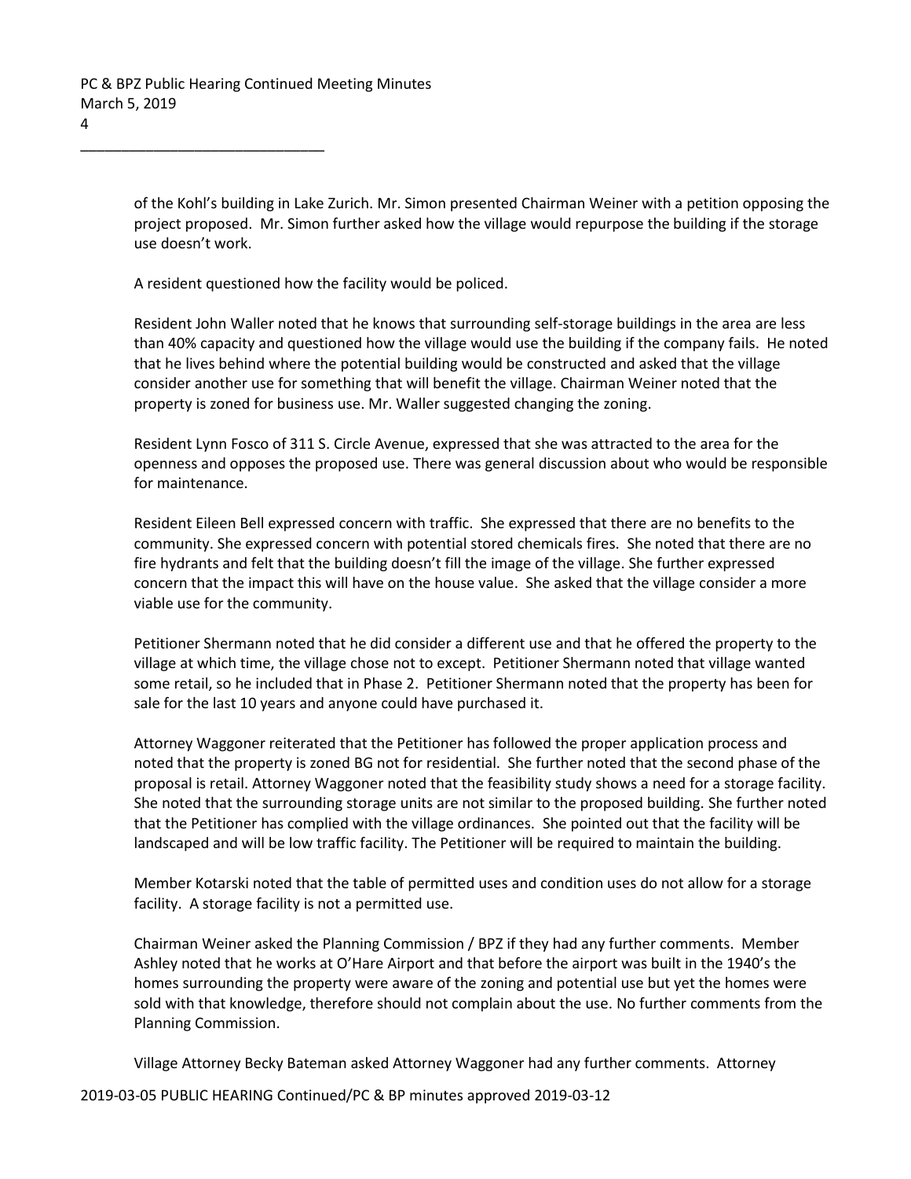of the Kohl's building in Lake Zurich. Mr. Simon presented Chairman Weiner with a petition opposing the project proposed. Mr. Simon further asked how the village would repurpose the building if the storage use doesn't work.

A resident questioned how the facility would be policed.

Resident John Waller noted that he knows that surrounding self-storage buildings in the area are less than 40% capacity and questioned how the village would use the building if the company fails. He noted that he lives behind where the potential building would be constructed and asked that the village consider another use for something that will benefit the village. Chairman Weiner noted that the property is zoned for business use. Mr. Waller suggested changing the zoning.

Resident Lynn Fosco of 311 S. Circle Avenue, expressed that she was attracted to the area for the openness and opposes the proposed use. There was general discussion about who would be responsible for maintenance.

Resident Eileen Bell expressed concern with traffic. She expressed that there are no benefits to the community. She expressed concern with potential stored chemicals fires. She noted that there are no fire hydrants and felt that the building doesn't fill the image of the village. She further expressed concern that the impact this will have on the house value. She asked that the village consider a more viable use for the community.

Petitioner Shermann noted that he did consider a different use and that he offered the property to the village at which time, the village chose not to except. Petitioner Shermann noted that village wanted some retail, so he included that in Phase 2. Petitioner Shermann noted that the property has been for sale for the last 10 years and anyone could have purchased it.

Attorney Waggoner reiterated that the Petitioner has followed the proper application process and noted that the property is zoned BG not for residential. She further noted that the second phase of the proposal is retail. Attorney Waggoner noted that the feasibility study shows a need for a storage facility. She noted that the surrounding storage units are not similar to the proposed building. She further noted that the Petitioner has complied with the village ordinances. She pointed out that the facility will be landscaped and will be low traffic facility. The Petitioner will be required to maintain the building.

Member Kotarski noted that the table of permitted uses and condition uses do not allow for a storage facility. A storage facility is not a permitted use.

Chairman Weiner asked the Planning Commission / BPZ if they had any further comments. Member Ashley noted that he works at O'Hare Airport and that before the airport was built in the 1940's the homes surrounding the property were aware of the zoning and potential use but yet the homes were sold with that knowledge, therefore should not complain about the use. No further comments from the Planning Commission.

Village Attorney Becky Bateman asked Attorney Waggoner had any further comments. Attorney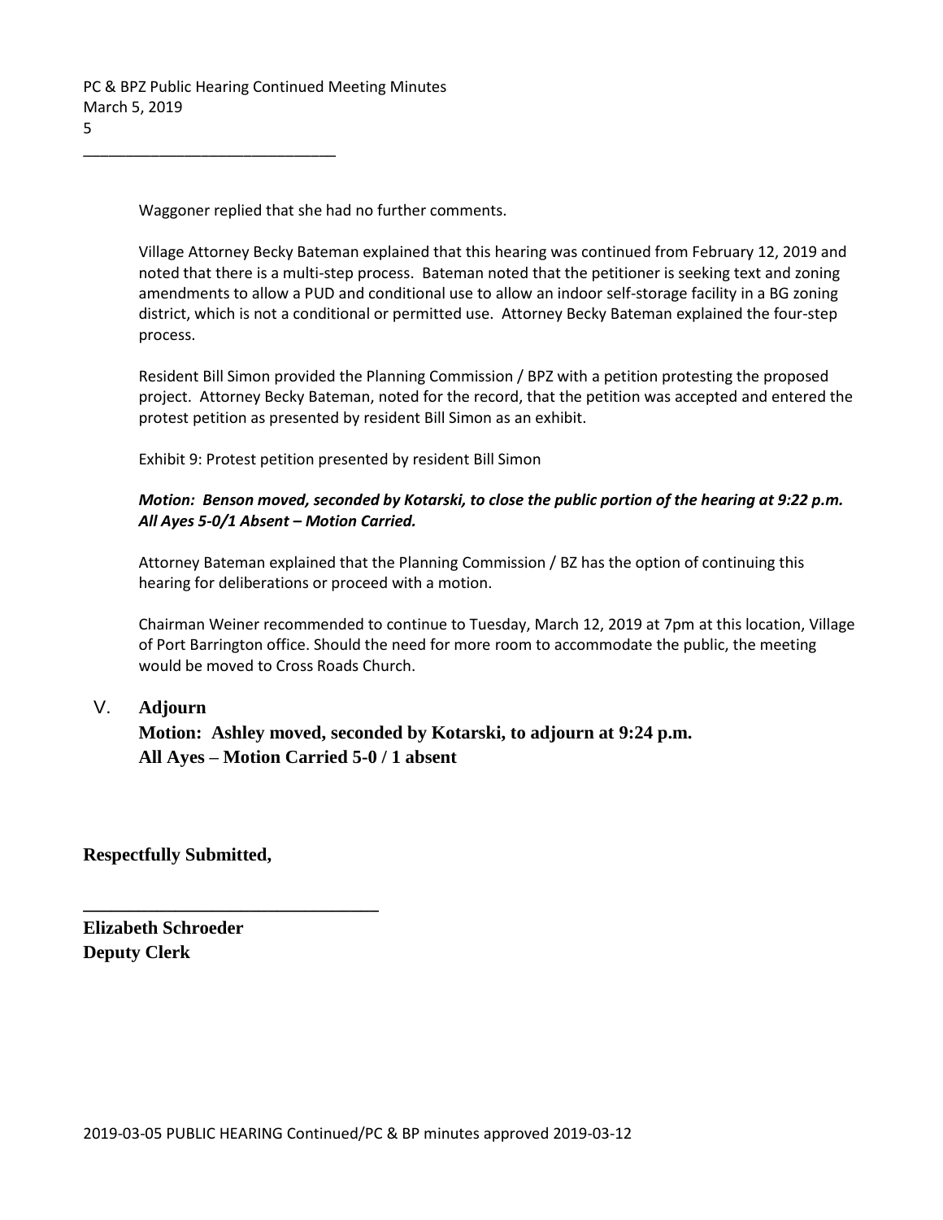Waggoner replied that she had no further comments.

Village Attorney Becky Bateman explained that this hearing was continued from February 12, 2019 and noted that there is a multi-step process. Bateman noted that the petitioner is seeking text and zoning amendments to allow a PUD and conditional use to allow an indoor self-storage facility in a BG zoning district, which is not a conditional or permitted use. Attorney Becky Bateman explained the four-step process.

Resident Bill Simon provided the Planning Commission / BPZ with a petition protesting the proposed project. Attorney Becky Bateman, noted for the record, that the petition was accepted and entered the protest petition as presented by resident Bill Simon as an exhibit.

Exhibit 9: Protest petition presented by resident Bill Simon

***Motion: Benson moved, seconded by Kotarski, to close the public portion of the hearing at 9:22 p.m. All Ayes 5-0/1 Absent – Motion Carried.***

Attorney Bateman explained that the Planning Commission / BZ has the option of continuing this hearing for deliberations or proceed with a motion.

Chairman Weiner recommended to continue to Tuesday, March 12, 2019 at 7pm at this location, Village of Port Barrington office. Should the need for more room to accommodate the public, the meeting would be moved to Cross Roads Church.

## V. Adjourn

**Motion: Ashley moved, seconded by Kotarski, to adjourn at 9:24 p.m.**
**All Ayes – Motion Carried 5-0 / 1 absent**

**Respectfully Submitted,**

**\_\_\_\_\_\_\_\_\_\_\_\_\_\_\_\_\_\_\_\_\_\_\_\_\_\_\_\_\_\_\_\_**

**Elizabeth Schroeder**
**Deputy Clerk**

2019-03-05 PUBLIC HEARING Continued/PC & BP minutes approved 2019-03-12